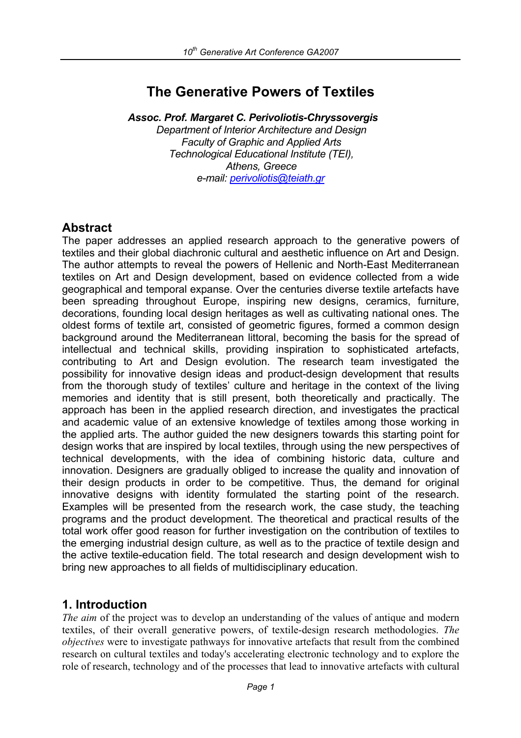# The Generative Powers of Textiles

***Assoc. Prof. Margaret C. Perivoliotis-Chryssovergis***

*Department of Interior Architecture and Design*
*Faculty of Graphic and Applied Arts*
*Technological Educational Institute (TEI),*
*Athens, Greece*
*e-mail: perivoliotis@teiath.gr*

## Abstract

The paper addresses an applied research approach to the generative powers of textiles and their global diachronic cultural and aesthetic influence on Art and Design. The author attempts to reveal the powers of Hellenic and North-East Mediterranean textiles on Art and Design development, based on evidence collected from a wide geographical and temporal expanse. Over the centuries diverse textile artefacts have been spreading throughout Europe, inspiring new designs, ceramics, furniture, decorations, founding local design heritages as well as cultivating national ones. The oldest forms of textile art, consisted of geometric figures, formed a common design background around the Mediterranean littoral, becoming the basis for the spread of intellectual and technical skills, providing inspiration to sophisticated artefacts, contributing to Art and Design evolution. The research team investigated the possibility for innovative design ideas and product-design development that results from the thorough study of textiles' culture and heritage in the context of the living memories and identity that is still present, both theoretically and practically. The approach has been in the applied research direction, and investigates the practical and academic value of an extensive knowledge of textiles among those working in the applied arts. The author guided the new designers towards this starting point for design works that are inspired by local textiles, through using the new perspectives of technical developments, with the idea of combining historic data, culture and innovation. Designers are gradually obliged to increase the quality and innovation of their design products in order to be competitive. Thus, the demand for original innovative designs with identity formulated the starting point of the research. Examples will be presented from the research work, the case study, the teaching programs and the product development. The theoretical and practical results of the total work offer good reason for further investigation on the contribution of textiles to the emerging industrial design culture, as well as to the practice of textile design and the active textile-education field. The total research and design development wish to bring new approaches to all fields of multidisciplinary education.

## 1. Introduction

*The aim* of the project was to develop an understanding of the values of antique and modern textiles, of their overall generative powers, of textile-design research methodologies. *The objectives* were to investigate pathways for innovative artefacts that result from the combined research on cultural textiles and today's accelerating electronic technology and to explore the role of research, technology and of the processes that lead to innovative artefacts with cultural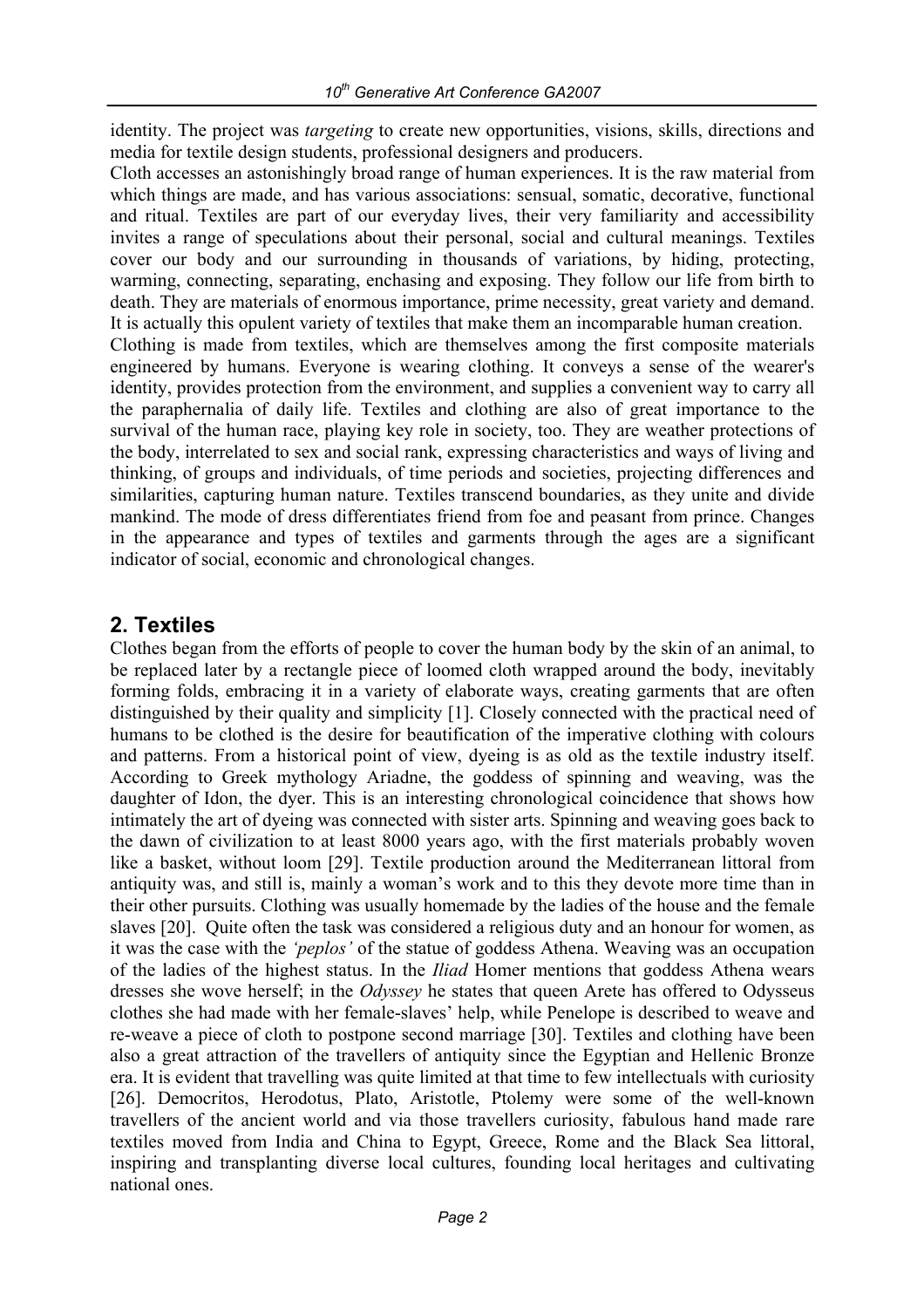identity. The project was *targeting* to create new opportunities, visions, skills, directions and media for textile design students, professional designers and producers.

Cloth accesses an astonishingly broad range of human experiences. It is the raw material from which things are made, and has various associations: sensual, somatic, decorative, functional and ritual. Textiles are part of our everyday lives, their very familiarity and accessibility invites a range of speculations about their personal, social and cultural meanings. Textiles cover our body and our surrounding in thousands of variations, by hiding, protecting, warming, connecting, separating, enchasing and exposing. They follow our life from birth to death. They are materials of enormous importance, prime necessity, great variety and demand. It is actually this opulent variety of textiles that make them an incomparable human creation.

Clothing is made from textiles, which are themselves among the first composite materials engineered by humans. Everyone is wearing clothing. It conveys a sense of the wearer's identity, provides protection from the environment, and supplies a convenient way to carry all the paraphernalia of daily life. Textiles and clothing are also of great importance to the survival of the human race, playing key role in society, too. They are weather protections of the body, interrelated to sex and social rank, expressing characteristics and ways of living and thinking, of groups and individuals, of time periods and societies, projecting differences and similarities, capturing human nature. Textiles transcend boundaries, as they unite and divide mankind. The mode of dress differentiates friend from foe and peasant from prince. Changes in the appearance and types of textiles and garments through the ages are a significant indicator of social, economic and chronological changes.

## 2. Textiles

Clothes began from the efforts of people to cover the human body by the skin of an animal, to be replaced later by a rectangle piece of loomed cloth wrapped around the body, inevitably forming folds, embracing it in a variety of elaborate ways, creating garments that are often distinguished by their quality and simplicity [1]. Closely connected with the practical need of humans to be clothed is the desire for beautification of the imperative clothing with colours and patterns. From a historical point of view, dyeing is as old as the textile industry itself. According to Greek mythology Ariadne, the goddess of spinning and weaving, was the daughter of Idon, the dyer. This is an interesting chronological coincidence that shows how intimately the art of dyeing was connected with sister arts. Spinning and weaving goes back to the dawn of civilization to at least 8000 years ago, with the first materials probably woven like a basket, without loom [29]. Textile production around the Mediterranean littoral from antiquity was, and still is, mainly a woman's work and to this they devote more time than in their other pursuits. Clothing was usually homemade by the ladies of the house and the female slaves [20]. Quite often the task was considered a religious duty and an honour for women, as it was the case with the *'peplos'* of the statue of goddess Athena. Weaving was an occupation of the ladies of the highest status. In the *Iliad* Homer mentions that goddess Athena wears dresses she wove herself; in the *Odyssey* he states that queen Arete has offered to Odysseus clothes she had made with her female-slaves' help, while Penelope is described to weave and re-weave a piece of cloth to postpone second marriage [30]. Textiles and clothing have been also a great attraction of the travellers of antiquity since the Egyptian and Hellenic Bronze era. It is evident that travelling was quite limited at that time to few intellectuals with curiosity [26]. Democritos, Herodotus, Plato, Aristotle, Ptolemy were some of the well-known travellers of the ancient world and via those travellers curiosity, fabulous hand made rare textiles moved from India and China to Egypt, Greece, Rome and the Black Sea littoral, inspiring and transplanting diverse local cultures, founding local heritages and cultivating national ones.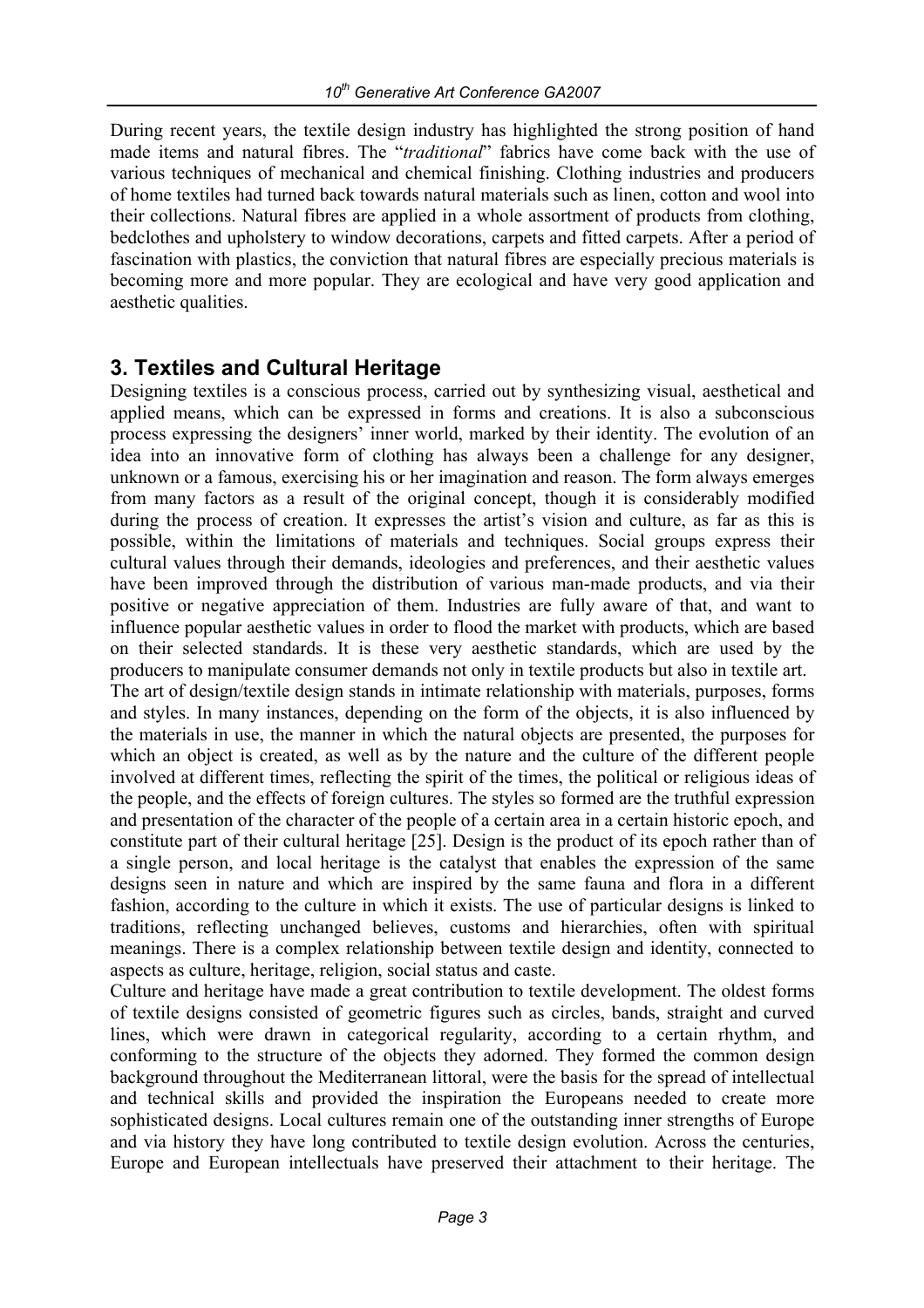During recent years, the textile design industry has highlighted the strong position of hand made items and natural fibres. The "*traditional*" fabrics have come back with the use of various techniques of mechanical and chemical finishing. Clothing industries and producers of home textiles had turned back towards natural materials such as linen, cotton and wool into their collections. Natural fibres are applied in a whole assortment of products from clothing, bedclothes and upholstery to window decorations, carpets and fitted carpets. After a period of fascination with plastics, the conviction that natural fibres are especially precious materials is becoming more and more popular. They are ecological and have very good application and aesthetic qualities.

## 3. Textiles and Cultural Heritage

Designing textiles is a conscious process, carried out by synthesizing visual, aesthetical and applied means, which can be expressed in forms and creations. It is also a subconscious process expressing the designers' inner world, marked by their identity. The evolution of an idea into an innovative form of clothing has always been a challenge for any designer, unknown or a famous, exercising his or her imagination and reason. The form always emerges from many factors as a result of the original concept, though it is considerably modified during the process of creation. It expresses the artist's vision and culture, as far as this is possible, within the limitations of materials and techniques. Social groups express their cultural values through their demands, ideologies and preferences, and their aesthetic values have been improved through the distribution of various man-made products, and via their positive or negative appreciation of them. Industries are fully aware of that, and want to influence popular aesthetic values in order to flood the market with products, which are based on their selected standards. It is these very aesthetic standards, which are used by the producers to manipulate consumer demands not only in textile products but also in textile art.

The art of design/textile design stands in intimate relationship with materials, purposes, forms and styles. In many instances, depending on the form of the objects, it is also influenced by the materials in use, the manner in which the natural objects are presented, the purposes for which an object is created, as well as by the nature and the culture of the different people involved at different times, reflecting the spirit of the times, the political or religious ideas of the people, and the effects of foreign cultures. The styles so formed are the truthful expression and presentation of the character of the people of a certain area in a certain historic epoch, and constitute part of their cultural heritage [25]. Design is the product of its epoch rather than of a single person, and local heritage is the catalyst that enables the expression of the same designs seen in nature and which are inspired by the same fauna and flora in a different fashion, according to the culture in which it exists. The use of particular designs is linked to traditions, reflecting unchanged believes, customs and hierarchies, often with spiritual meanings. There is a complex relationship between textile design and identity, connected to aspects as culture, heritage, religion, social status and caste.

Culture and heritage have made a great contribution to textile development. The oldest forms of textile designs consisted of geometric figures such as circles, bands, straight and curved lines, which were drawn in categorical regularity, according to a certain rhythm, and conforming to the structure of the objects they adorned. They formed the common design background throughout the Mediterranean littoral, were the basis for the spread of intellectual and technical skills and provided the inspiration the Europeans needed to create more sophisticated designs. Local cultures remain one of the outstanding inner strengths of Europe and via history they have long contributed to textile design evolution. Across the centuries, Europe and European intellectuals have preserved their attachment to their heritage. The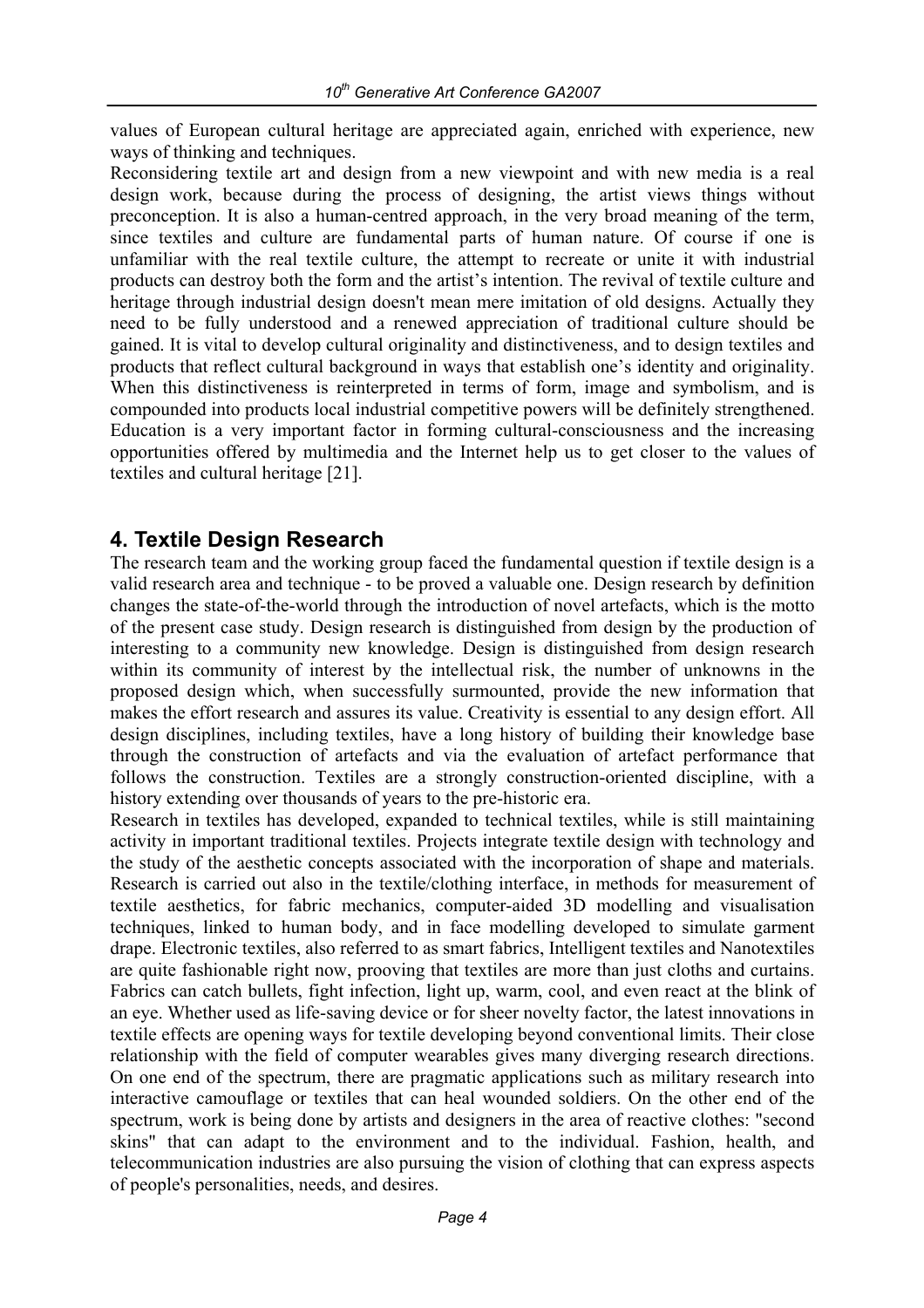values of European cultural heritage are appreciated again, enriched with experience, new ways of thinking and techniques.

Reconsidering textile art and design from a new viewpoint and with new media is a real design work, because during the process of designing, the artist views things without preconception. It is also a human-centred approach, in the very broad meaning of the term, since textiles and culture are fundamental parts of human nature. Of course if one is unfamiliar with the real textile culture, the attempt to recreate or unite it with industrial products can destroy both the form and the artist's intention. The revival of textile culture and heritage through industrial design doesn't mean mere imitation of old designs. Actually they need to be fully understood and a renewed appreciation of traditional culture should be gained. It is vital to develop cultural originality and distinctiveness, and to design textiles and products that reflect cultural background in ways that establish one's identity and originality. When this distinctiveness is reinterpreted in terms of form, image and symbolism, and is compounded into products local industrial competitive powers will be definitely strengthened. Education is a very important factor in forming cultural-consciousness and the increasing opportunities offered by multimedia and the Internet help us to get closer to the values of textiles and cultural heritage [21].

## 4. Textile Design Research

The research team and the working group faced the fundamental question if textile design is a valid research area and technique - to be proved a valuable one. Design research by definition changes the state-of-the-world through the introduction of novel artefacts, which is the motto of the present case study. Design research is distinguished from design by the production of interesting to a community new knowledge. Design is distinguished from design research within its community of interest by the intellectual risk, the number of unknowns in the proposed design which, when successfully surmounted, provide the new information that makes the effort research and assures its value. Creativity is essential to any design effort. All design disciplines, including textiles, have a long history of building their knowledge base through the construction of artefacts and via the evaluation of artefact performance that follows the construction. Textiles are a strongly construction-oriented discipline, with a history extending over thousands of years to the pre-historic era.

Research in textiles has developed, expanded to technical textiles, while is still maintaining activity in important traditional textiles. Projects integrate textile design with technology and the study of the aesthetic concepts associated with the incorporation of shape and materials. Research is carried out also in the textile/clothing interface, in methods for measurement of textile aesthetics, for fabric mechanics, computer-aided 3D modelling and visualisation techniques, linked to human body, and in face modelling developed to simulate garment drape. Electronic textiles, also referred to as smart fabrics, Intelligent textiles and Nanotextiles are quite fashionable right now, prooving that textiles are more than just cloths and curtains. Fabrics can catch bullets, fight infection, light up, warm, cool, and even react at the blink of an eye. Whether used as life-saving device or for sheer novelty factor, the latest innovations in textile effects are opening ways for textile developing beyond conventional limits. Their close relationship with the field of computer wearables gives many diverging research directions. On one end of the spectrum, there are pragmatic applications such as military research into interactive camouflage or textiles that can heal wounded soldiers. On the other end of the spectrum, work is being done by artists and designers in the area of reactive clothes: "second skins" that can adapt to the environment and to the individual. Fashion, health, and telecommunication industries are also pursuing the vision of clothing that can express aspects of people's personalities, needs, and desires.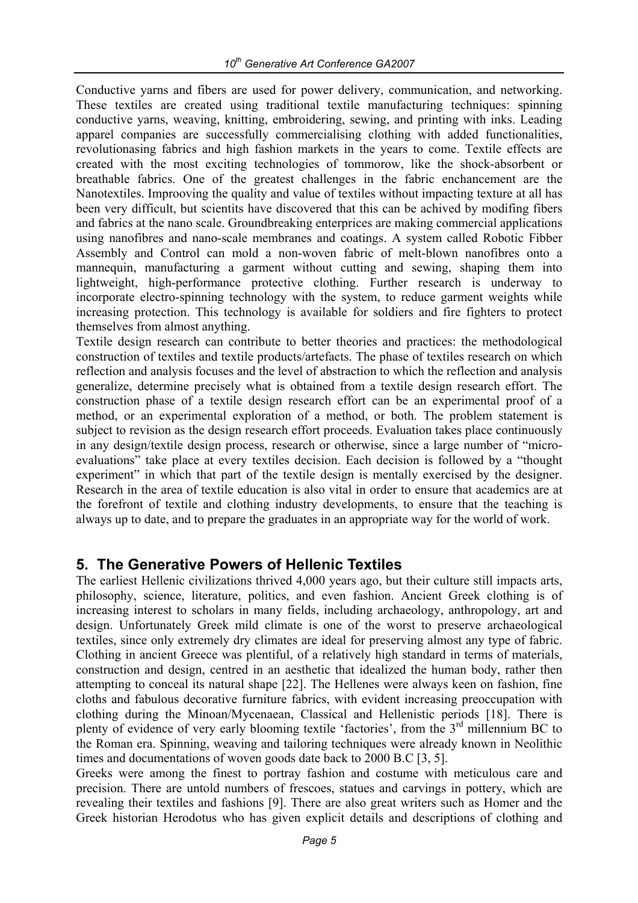Conductive yarns and fibers are used for power delivery, communication, and networking. These textiles are created using traditional textile manufacturing techniques: spinning conductive yarns, weaving, knitting, embroidering, sewing, and printing with inks. Leading apparel companies are successfully commercialising clothing with added functionalities, revolutionasing fabrics and high fashion markets in the years to come. Textile effects are created with the most exciting technologies of tommorow, like the shock-absorbent or breathable fabrics. One of the greatest challenges in the fabric enchancement are the Nanotextiles. Improoving the quality and value of textiles without impacting texture at all has been very difficult, but scientits have discovered that this can be achived by modifing fibers and fabrics at the nano scale. Groundbreaking enterprices are making commercial applications using nanofibres and nano-scale membranes and coatings. A system called Robotic Fibber Assembly and Control can mold a non-woven fabric of melt-blown nanofibres onto a mannequin, manufacturing a garment without cutting and sewing, shaping them into lightweight, high-performance protective clothing. Further research is underway to incorporate electro-spinning technology with the system, to reduce garment weights while increasing protection. This technology is available for soldiers and fire fighters to protect themselves from almost anything.

Textile design research can contribute to better theories and practices: the methodological construction of textiles and textile products/artefacts. The phase of textiles research on which reflection and analysis focuses and the level of abstraction to which the reflection and analysis generalize, determine precisely what is obtained from a textile design research effort. The construction phase of a textile design research effort can be an experimental proof of a method, or an experimental exploration of a method, or both. The problem statement is subject to revision as the design research effort proceeds. Evaluation takes place continuously in any design/textile design process, research or otherwise, since a large number of "micro-evaluations" take place at every textiles decision. Each decision is followed by a "thought experiment" in which that part of the textile design is mentally exercised by the designer. Research in the area of textile education is also vital in order to ensure that academics are at the forefront of textile and clothing industry developments, to ensure that the teaching is always up to date, and to prepare the graduates in an appropriate way for the world of work.

## 5. The Generative Powers of Hellenic Textiles

The earliest Hellenic civilizations thrived 4,000 years ago, but their culture still impacts arts, philosophy, science, literature, politics, and even fashion. Ancient Greek clothing is of increasing interest to scholars in many fields, including archaeology, anthropology, art and design. Unfortunately Greek mild climate is one of the worst to preserve archaeological textiles, since only extremely dry climates are ideal for preserving almost any type of fabric. Clothing in ancient Greece was plentiful, of a relatively high standard in terms of materials, construction and design, centred in an aesthetic that idealized the human body, rather then attempting to conceal its natural shape [22]. The Hellenes were always keen on fashion, fine cloths and fabulous decorative furniture fabrics, with evident increasing preoccupation with clothing during the Minoan/Mycenaean, Classical and Hellenistic periods [18]. There is plenty of evidence of very early blooming textile 'factories', from the 3rd millennium BC to the Roman era. Spinning, weaving and tailoring techniques were already known in Neolithic times and documentations of woven goods date back to 2000 B.C [3, 5].

Greeks were among the finest to portray fashion and costume with meticulous care and precision. There are untold numbers of frescoes, statues and carvings in pottery, which are revealing their textiles and fashions [9]. There are also great writers such as Homer and the Greek historian Herodotus who has given explicit details and descriptions of clothing and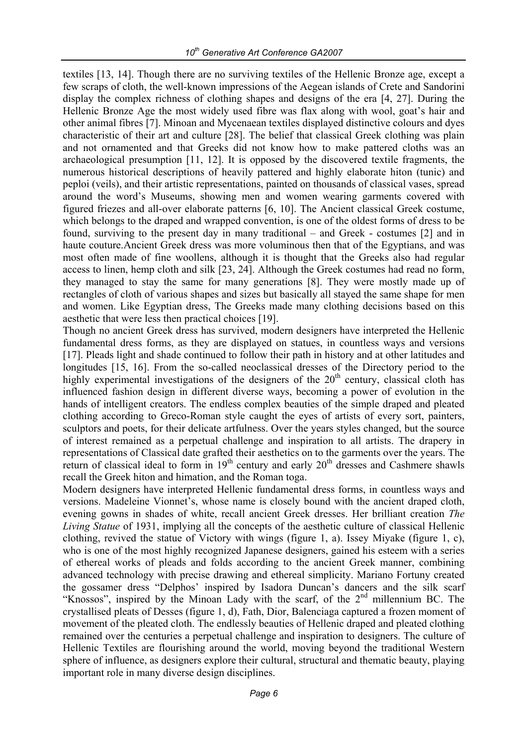textiles [13, 14]. Though there are no surviving textiles of the Hellenic Bronze age, except a few scraps of cloth, the well-known impressions of the Aegean islands of Crete and Sandorini display the complex richness of clothing shapes and designs of the era [4, 27]. During the Hellenic Bronze Age the most widely used fibre was flax along with wool, goat's hair and other animal fibres [7]. Minoan and Mycenaean textiles displayed distinctive colours and dyes characteristic of their art and culture [28]. The belief that classical Greek clothing was plain and not ornamented and that Greeks did not know how to make pattered cloths was an archaeological presumption [11, 12]. It is opposed by the discovered textile fragments, the numerous historical descriptions of heavily patterned and highly elaborate hiton (tunic) and peploi (veils), and their artistic representations, painted on thousands of classical vases, spread around the word's Museums, showing men and women wearing garments covered with figured friezes and all-over elaborate patterns [6, 10]. The Ancient classical Greek costume, which belongs to the draped and wrapped convention, is one of the oldest forms of dress to be found, surviving to the present day in many traditional – and Greek - costumes [2] and in haute couture.Ancient Greek dress was more voluminous then that of the Egyptians, and was most often made of fine woollens, although it is thought that the Greeks also had regular access to linen, hemp cloth and silk [23, 24]. Although the Greek costumes had read no form, they managed to stay the same for many generations [8]. They were mostly made up of rectangles of cloth of various shapes and sizes but basically all stayed the same shape for men and women. Like Egyptian dress, The Greeks made many clothing decisions based on this aesthetic that were less then practical choices [19].

Though no ancient Greek dress has survived, modern designers have interpreted the Hellenic fundamental dress forms, as they are displayed on statues, in countless ways and versions [17]. Pleads light and shade continued to follow their path in history and at other latitudes and longitudes [15, 16]. From the so-called neoclassical dresses of the Directory period to the highly experimental investigations of the designers of the 20th century, classical cloth has influenced fashion design in different diverse ways, becoming a power of evolution in the hands of intelligent creators. The endless complex beauties of the simple draped and pleated clothing according to Greco-Roman style caught the eyes of artists of every sort, painters, sculptors and poets, for their delicate artfulness. Over the years styles changed, but the source of interest remained as a perpetual challenge and inspiration to all artists. The drapery in representations of Classical date grafted their aesthetics on to the garments over the years. The return of classical ideal to form in 19th century and early 20th dresses and Cashmere shawls recall the Greek hiton and himation, and the Roman toga.

Modern designers have interpreted Hellenic fundamental dress forms, in countless ways and versions. Madeleine Vionnet's, whose name is closely bound with the ancient draped cloth, evening gowns in shades of white, recall ancient Greek dresses. Her brilliant creation *The Living Statue* of 1931, implying all the concepts of the aesthetic culture of classical Hellenic clothing, revived the statue of Victory with wings (figure 1, a). Issey Miyake (figure 1, c), who is one of the most highly recognized Japanese designers, gained his esteem with a series of ethereal works of pleads and folds according to the ancient Greek manner, combining advanced technology with precise drawing and ethereal simplicity. Mariano Fortuny created the gossamer dress "Delphos' inspired by Isadora Duncan's dancers and the silk scarf "Knossos", inspired by the Minoan Lady with the scarf, of the 2nd millennium BC. The crystallised pleats of Desses (figure 1, d), Fath, Dior, Balenciaga captured a frozen moment of movement of the pleated cloth. The endlessly beauties of Hellenic draped and pleated clothing remained over the centuries a perpetual challenge and inspiration to designers. The culture of Hellenic Textiles are flourishing around the world, moving beyond the traditional Western sphere of influence, as designers explore their cultural, structural and thematic beauty, playing important role in many diverse design disciplines.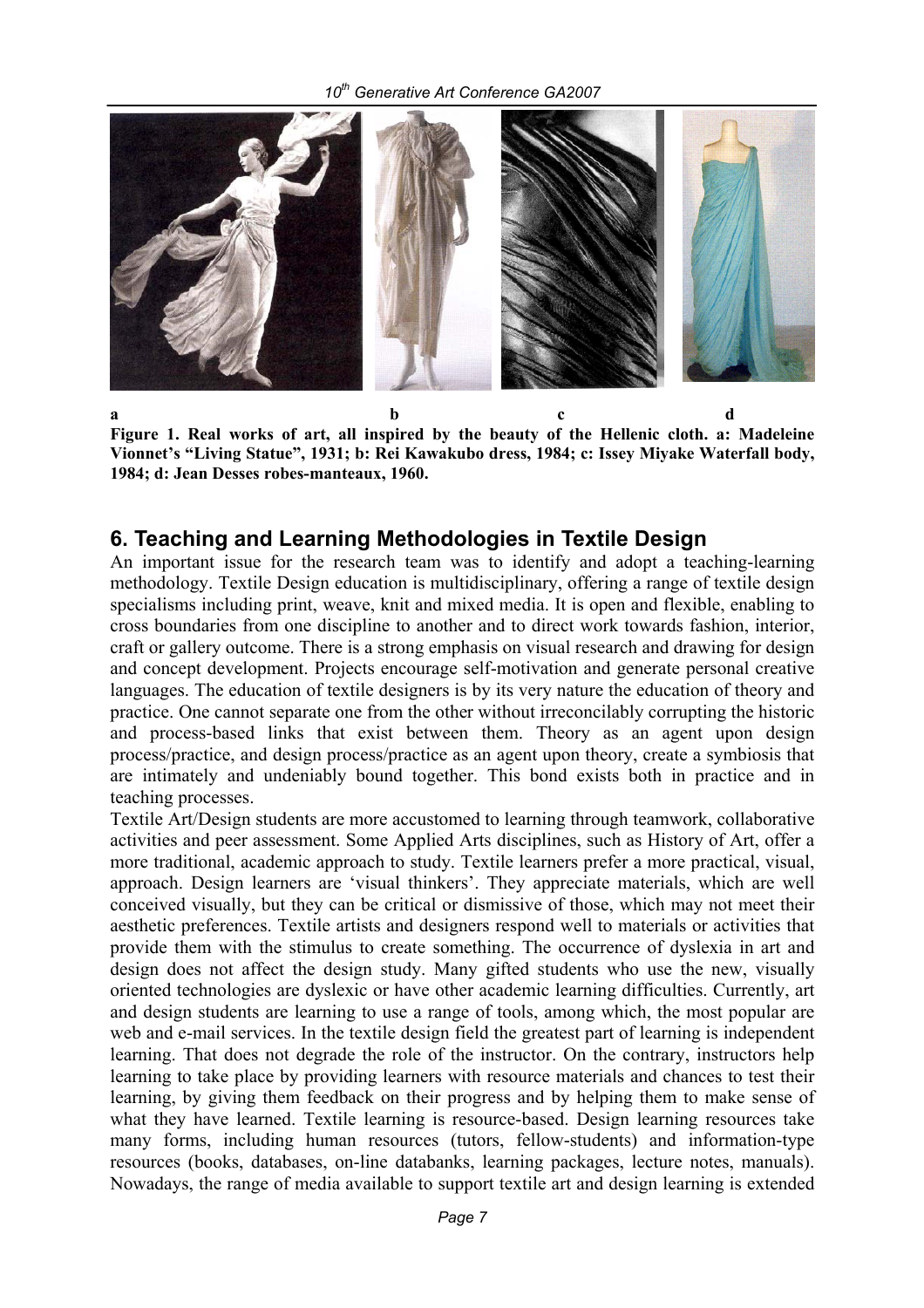a b c d

**Figure 1. Real works of art, all inspired by the beauty of the Hellenic cloth. a: Madeleine Vionnet's "Living Statue", 1931; b: Rei Kawakubo dress, 1984; c: Issey Miyake Waterfall body, 1984; d: Jean Desses robes-manteaux, 1960.**

## 6. Teaching and Learning Methodologies in Textile Design

An important issue for the research team was to identify and adopt a teaching-learning methodology. Textile Design education is multidisciplinary, offering a range of textile design specialisms including print, weave, knit and mixed media. It is open and flexible, enabling to cross boundaries from one discipline to another and to direct work towards fashion, interior, craft or gallery outcome. There is a strong emphasis on visual research and drawing for design and concept development. Projects encourage self-motivation and generate personal creative languages. The education of textile designers is by its very nature the education of theory and practice. One cannot separate one from the other without irreconcilably corrupting the historic and process-based links that exist between them. Theory as an agent upon design process/practice, and design process/practice as an agent upon theory, create a symbiosis that are intimately and undeniably bound together. This bond exists both in practice and in teaching processes.

Textile Art/Design students are more accustomed to learning through teamwork, collaborative activities and peer assessment. Some Applied Arts disciplines, such as History of Art, offer a more traditional, academic approach to study. Textile learners prefer a more practical, visual, approach. Design learners are 'visual thinkers'. They appreciate materials, which are well conceived visually, but they can be critical or dismissive of those, which may not meet their aesthetic preferences. Textile artists and designers respond well to materials or activities that provide them with the stimulus to create something. The occurrence of dyslexia in art and design does not affect the design study. Many gifted students who use the new, visually oriented technologies are dyslexic or have other academic learning difficulties. Currently, art and design students are learning to use a range of tools, among which, the most popular are web and e-mail services. In the textile design field the greatest part of learning is independent learning. That does not degrade the role of the instructor. On the contrary, instructors help learning to take place by providing learners with resource materials and chances to test their learning, by giving them feedback on their progress and by helping them to make sense of what they have learned. Textile learning is resource-based. Design learning resources take many forms, including human resources (tutors, fellow-students) and information-type resources (books, databases, on-line databanks, learning packages, lecture notes, manuals). Nowadays, the range of media available to support textile art and design learning is extended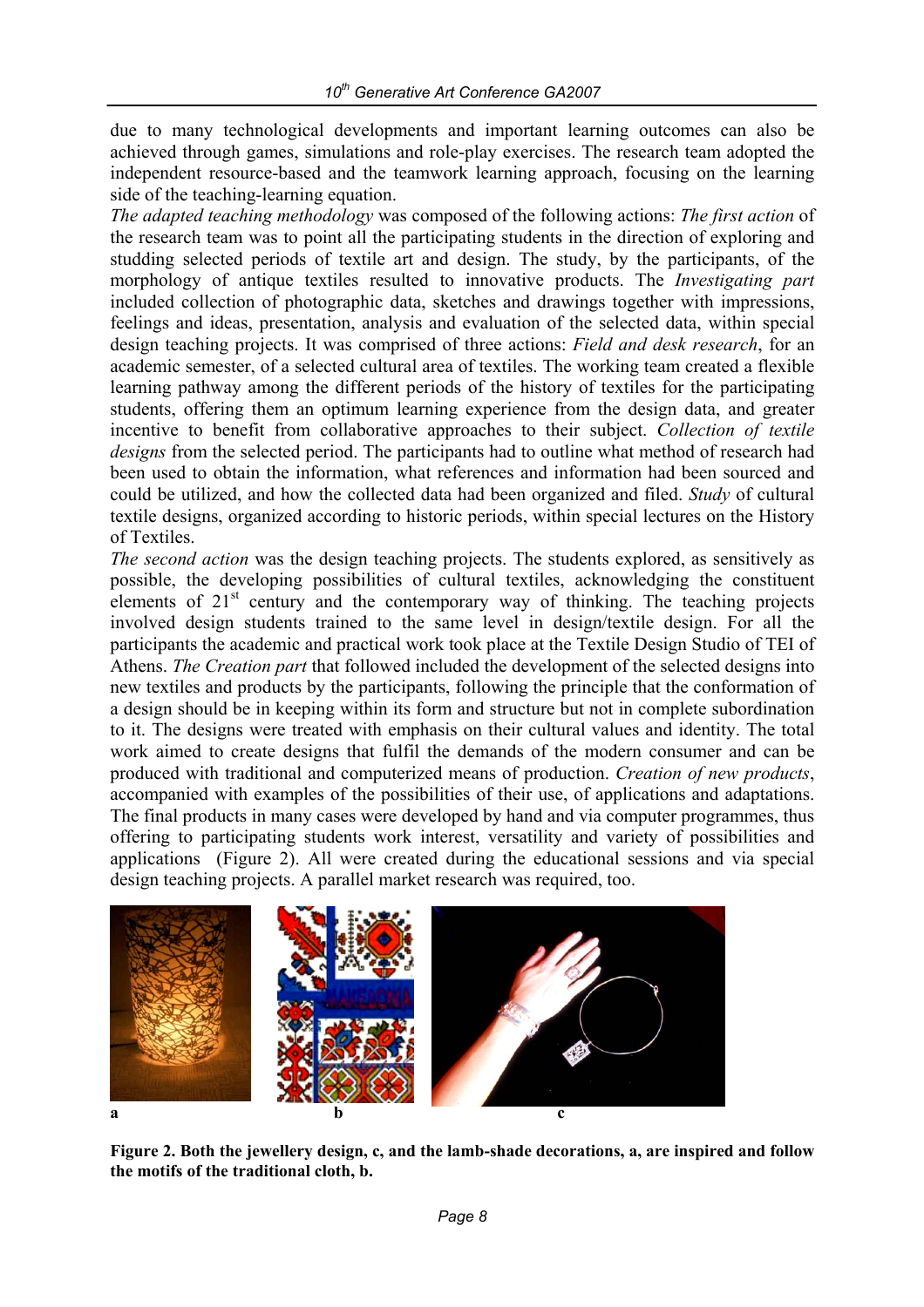due to many technological developments and important learning outcomes can also be achieved through games, simulations and role-play exercises. The research team adopted the independent resource-based and the teamwork learning approach, focusing on the learning side of the teaching-learning equation.

*The adapted teaching methodology* was composed of the following actions: *The first action* of the research team was to point all the participating students in the direction of exploring and studding selected periods of textile art and design. The study, by the participants, of the morphology of antique textiles resulted to innovative products. The *Investigating part* included collection of photographic data, sketches and drawings together with impressions, feelings and ideas, presentation, analysis and evaluation of the selected data, within special design teaching projects. It was comprised of three actions: *Field and desk research*, for an academic semester, of a selected cultural area of textiles. The working team created a flexible learning pathway among the different periods of the history of textiles for the participating students, offering them an optimum learning experience from the design data, and greater incentive to benefit from collaborative approaches to their subject. *Collection of textile designs* from the selected period. The participants had to outline what method of research had been used to obtain the information, what references and information had been sourced and could be utilized, and how the collected data had been organized and filed. *Study* of cultural textile designs, organized according to historic periods, within special lectures on the History of Textiles.

*The second action* was the design teaching projects. The students explored, as sensitively as possible, the developing possibilities of cultural textiles, acknowledging the constituent elements of 21$^{st}$ century and the contemporary way of thinking. The teaching projects involved design students trained to the same level in design/textile design. For all the participants the academic and practical work took place at the Textile Design Studio of TEI of Athens. *The Creation part* that followed included the development of the selected designs into new textiles and products by the participants, following the principle that the conformation of a design should be in keeping within its form and structure but not in complete subordination to it. The designs were treated with emphasis on their cultural values and identity. The total work aimed to create designs that fulfil the demands of the modern consumer and can be produced with traditional and computerized means of production. *Creation of new products*, accompanied with examples of the possibilities of their use, of applications and adaptations. The final products in many cases were developed by hand and via computer programmes, thus offering to participating students work interest, versatility and variety of possibilities and applications (Figure 2). All were created during the educational sessions and via special design teaching projects. A parallel market research was required, too.

a b c

**Figure 2. Both the jewellery design, c, and the lamb-shade decorations, a, are inspired and follow the motifs of the traditional cloth, b.**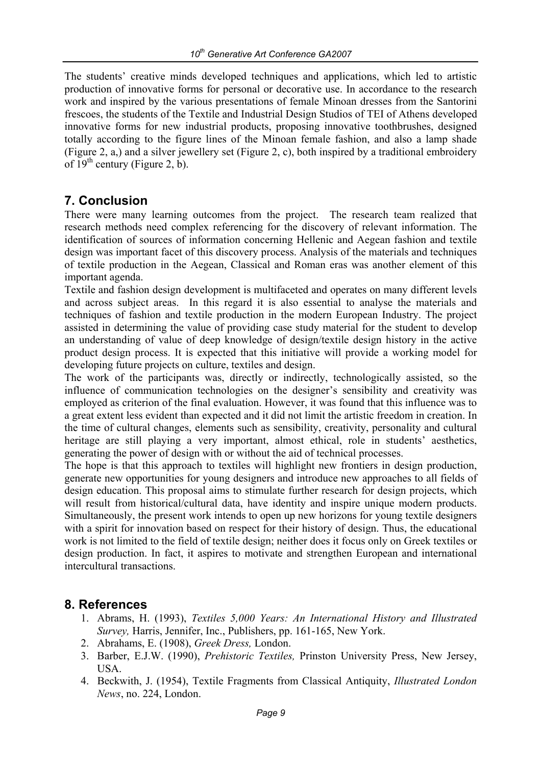The students' creative minds developed techniques and applications, which led to artistic production of innovative forms for personal or decorative use. In accordance to the research work and inspired by the various presentations of female Minoan dresses from the Santorini frescoes, the students of the Textile and Industrial Design Studios of TEI of Athens developed innovative forms for new industrial products, proposing innovative toothbrushes, designed totally according to the figure lines of the Minoan female fashion, and also a lamp shade (Figure 2, a,) and a silver jewellery set (Figure 2, c), both inspired by a traditional embroidery of 19$^{th}$ century (Figure 2, b).

## 7. Conclusion

There were many learning outcomes from the project. The research team realized that research methods need complex referencing for the discovery of relevant information. The identification of sources of information concerning Hellenic and Aegean fashion and textile design was important facet of this discovery process. Analysis of the materials and techniques of textile production in the Aegean, Classical and Roman eras was another element of this important agenda.

Textile and fashion design development is multifaceted and operates on many different levels and across subject areas. In this regard it is also essential to analyse the materials and techniques of fashion and textile production in the modern European Industry. The project assisted in determining the value of providing case study material for the student to develop an understanding of value of deep knowledge of design/textile design history in the active product design process. It is expected that this initiative will provide a working model for developing future projects on culture, textiles and design.

The work of the participants was, directly or indirectly, technologically assisted, so the influence of communication technologies on the designer's sensibility and creativity was employed as criterion of the final evaluation. However, it was found that this influence was to a great extent less evident than expected and it did not limit the artistic freedom in creation. In the time of cultural changes, elements such as sensibility, creativity, personality and cultural heritage are still playing a very important, almost ethical, role in students' aesthetics, generating the power of design with or without the aid of technical processes.

The hope is that this approach to textiles will highlight new frontiers in design production, generate new opportunities for young designers and introduce new approaches to all fields of design education. This proposal aims to stimulate further research for design projects, which will result from historical/cultural data, have identity and inspire unique modern products. Simultaneously, the present work intends to open up new horizons for young textile designers with a spirit for innovation based on respect for their history of design. Thus, the educational work is not limited to the field of textile design; neither does it focus only on Greek textiles or design production. In fact, it aspires to motivate and strengthen European and international intercultural transactions.

## 8. References

1. Abrams, H. (1993), *Textiles 5,000 Years: An International History and Illustrated Survey,* Harris, Jennifer, Inc., Publishers, pp. 161-165, New York.
2. Abrahams, E. (1908), *Greek Dress,* London.
3. Barber, E.J.W. (1990), *Prehistoric Textiles,* Prinston University Press, New Jersey, USA.
4. Beckwith, J. (1954), Textile Fragments from Classical Antiquity, *Illustrated London News*, no. 224, London.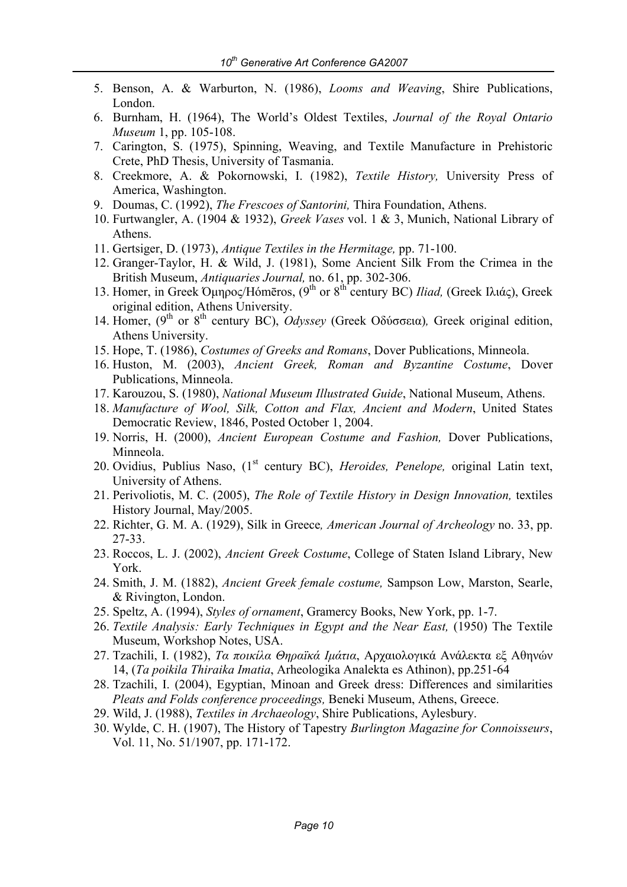5. Benson, A. & Warburton, N. (1986), *Looms and Weaving*, Shire Publications, London.
6. Burnham, H. (1964), The World's Oldest Textiles, *Journal of the Royal Ontario Museum* 1, pp. 105-108.
7. Carington, S. (1975), Spinning, Weaving, and Textile Manufacture in Prehistoric Crete, PhD Thesis, University of Tasmania.
8. Creekmore, A. & Pokornowski, I. (1982), *Textile History,* University Press of America, Washington.
9. Doumas, C. (1992), *The Frescoes of Santorini,* Thira Foundation, Athens.
10. Furtwangler, A. (1904 & 1932), *Greek Vases* vol. 1 & 3, Munich, National Library of Athens.
11. Gertsiger, D. (1973), *Antique Textiles in the Hermitage,* pp. 71-100.
12. Granger-Taylor, H. & Wild, J. (1981), Some Ancient Silk From the Crimea in the British Museum, *Antiquaries Journal,* no. 61, pp. 302-306.
13. Homer, in Greek Όμηρος/Hómēros, (9th or 8th century BC) *Iliad,* (Greek Ιλιάς), Greek original edition, Athens University.
14. Homer, (9th or 8th century BC), *Odyssey* (Greek Οδύσσεια)*,* Greek original edition, Athens University.
15. Hope, T. (1986), *Costumes of Greeks and Romans*, Dover Publications, Minneola.
16. Huston, M. (2003), *Ancient Greek, Roman and Byzantine Costume*, Dover Publications, Minneola.
17. Karouzou, S. (1980), *National Museum Illustrated Guide*, National Museum, Athens.
18. *Manufacture of Wool, Silk, Cotton and Flax, Ancient and Modern*, United States Democratic Review, 1846, Posted October 1, 2004.
19. Norris, H. (2000), *Ancient European Costume and Fashion,* Dover Publications, Minneola.
20. Ovidius, Publius Naso, (1st century BC), *Heroides, Penelope,* original Latin text, University of Athens.
21. Perivoliotis, M. C. (2005), *The Role of Textile History in Design Innovation,* textiles History Journal, May/2005.
22. Richter, G. M. A. (1929), Silk in Greece*, American Journal of Archeology* no. 33, pp. 27-33.
23. Roccos, L. J. (2002), *Ancient Greek Costume*, College of Staten Island Library, New York.
24. Smith, J. M. (1882), *Ancient Greek female costume,* Sampson Low, Marston, Searle, & Rivington, London.
25. Speltz, A. (1994), *Styles of ornament*, Gramercy Books, New York, pp. 1-7.
26. *Textile Analysis: Early Techniques in Egypt and the Near East,* (1950) The Textile Museum, Workshop Notes, USA.
27. Tzachili, I. (1982), *Τα ποικίλα Θηραϊκά Ιμάτια*, Αρχαιολογικά Ανάλεκτα εξ Αθηνών 14, (*Ta poikila Thiraika Imatia*, Arheologika Analekta es Athinon), pp.251-64
28. Tzachili, I. (2004), Egyptian, Minoan and Greek dress: Differences and similarities *Pleats and Folds conference proceedings,* Beneki Museum, Athens, Greece.
29. Wild, J. (1988), *Textiles in Archaeology*, Shire Publications, Aylesbury.
30. Wylde, C. H. (1907), The History of Tapestry *Burlington Magazine for Connoisseurs*, Vol. 11, No. 51/1907, pp. 171-172.